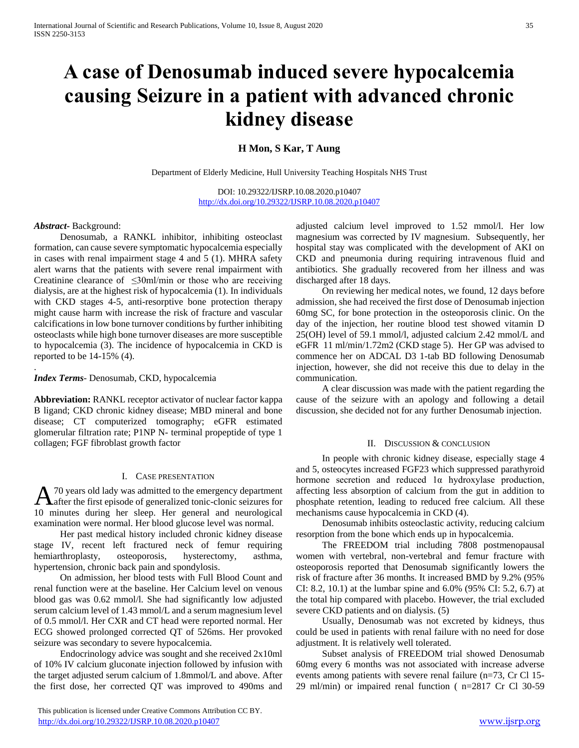# A case of Denosumab induced severe hypocalcemia causing Seizure in a patient with advanced chronic kidney disease

**H Mon, S Kar, T Aung**

Department of Elderly Medicine, Hull University Teaching Hospitals NHS Trust

DOI: 10.29322/IJSRP.10.08.2020.p10407
http://dx.doi.org/10.29322/IJSRP.10.08.2020.p10407

***Abstract***- Background:

Denosumab, a RANKL inhibitor, inhibiting osteoclast formation, can cause severe symptomatic hypocalcemia especially in cases with renal impairment stage 4 and 5 (1). MHRA safety alert warns that the patients with severe renal impairment with Creatinine clearance of $\leq$30ml/min or those who are receiving dialysis, are at the highest risk of hypocalcemia (1). In individuals with CKD stages 4-5, anti-resorptive bone protection therapy might cause harm with increase the risk of fracture and vascular calcifications in low bone turnover conditions by further inhibiting osteoclasts while high bone turnover diseases are more susceptible to hypocalcemia (3). The incidence of hypocalcemia in CKD is reported to be 14-15% (4).

.

***Index Terms***- Denosumab, CKD, hypocalcemia

**Abbreviation:** RANKL receptor activator of nuclear factor kappa B ligand; CKD chronic kidney disease; MBD mineral and bone disease; CT computerized tomography; eGFR estimated glomerular filtration rate; P1NP N- terminal propeptide of type 1 collagen; FGF fibroblast growth factor

## I. Case presentation

A 70 years old lady was admitted to the emergency department after the first episode of generalized tonic-clonic seizures for 10 minutes during her sleep. Her general and neurological examination were normal. Her blood glucose level was normal.

Her past medical history included chronic kidney disease stage IV, recent left fractured neck of femur requiring hemiarthroplasty, osteoporosis, hysterectomy, asthma, hypertension, chronic back pain and spondylosis.

On admission, her blood tests with Full Blood Count and renal function were at the baseline. Her Calcium level on venous blood gas was 0.62 mmol/l. She had significantly low adjusted serum calcium level of 1.43 mmol/L and a serum magnesium level of 0.5 mmol/l. Her CXR and CT head were reported normal. Her ECG showed prolonged corrected QT of 526ms. Her provoked seizure was secondary to severe hypocalcemia.

Endocrinology advice was sought and she received 2x10ml of 10% IV calcium gluconate injection followed by infusion with the target adjusted serum calcium of 1.8mmol/L and above. After the first dose, her corrected QT was improved to 490ms and adjusted calcium level improved to 1.52 mmol/l. Her low magnesium was corrected by IV magnesium. Subsequently, her hospital stay was complicated with the development of AKI on CKD and pneumonia during requiring intravenous fluid and antibiotics. She gradually recovered from her illness and was discharged after 18 days.

On reviewing her medical notes, we found, 12 days before admission, she had received the first dose of Denosumab injection 60mg SC, for bone protection in the osteoporosis clinic. On the day of the injection, her routine blood test showed vitamin D 25(OH) level of 59.1 mmol/l, adjusted calcium 2.42 mmol/L and eGFR 11 ml/min/1.72m2 (CKD stage 5). Her GP was advised to commence her on ADCAL D3 1-tab BD following Denosumab injection, however, she did not receive this due to delay in the communication.

A clear discussion was made with the patient regarding the cause of the seizure with an apology and following a detail discussion, she decided not for any further Denosumab injection.

## II. Discussion & conclusion

In people with chronic kidney disease, especially stage 4 and 5, osteocytes increased FGF23 which suppressed parathyroid hormone secretion and reduced 1α hydroxylase production, affecting less absorption of calcium from the gut in addition to phosphate retention, leading to reduced free calcium. All these mechanisms cause hypocalcemia in CKD (4).

Denosumab inhibits osteoclastic activity, reducing calcium resorption from the bone which ends up in hypocalcemia.

The FREEDOM trial including 7808 postmenopausal women with vertebral, non-vertebral and femur fracture with osteoporosis reported that Denosumab significantly lowers the risk of fracture after 36 months. It increased BMD by 9.2% (95% CI: 8.2, 10.1) at the lumbar spine and 6.0% (95% CI: 5.2, 6.7) at the total hip compared with placebo. However, the trial excluded severe CKD patients and on dialysis. (5)

Usually, Denosumab was not excreted by kidneys, thus could be used in patients with renal failure with no need for dose adjustment. It is relatively well tolerated.

Subset analysis of FREEDOM trial showed Denosumab 60mg every 6 months was not associated with increase adverse events among patients with severe renal failure (n=73, Cr Cl 15-29 ml/min) or impaired renal function ( n=2817 Cr Cl 30-59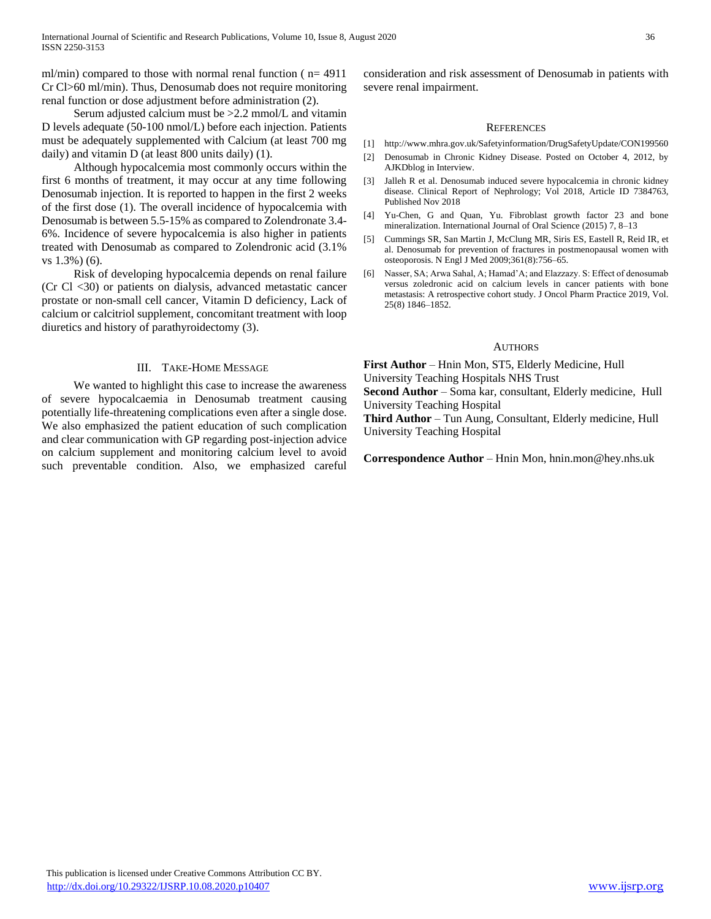ml/min) compared to those with normal renal function ( n= 4911 Cr Cl>60 ml/min). Thus, Denosumab does not require monitoring renal function or dose adjustment before administration (2).

Serum adjusted calcium must be >2.2 mmol/L and vitamin D levels adequate (50-100 nmol/L) before each injection. Patients must be adequately supplemented with Calcium (at least 700 mg daily) and vitamin D (at least 800 units daily) (1).

Although hypocalcemia most commonly occurs within the first 6 months of treatment, it may occur at any time following Denosumab injection. It is reported to happen in the first 2 weeks of the first dose (1). The overall incidence of hypocalcemia with Denosumab is between 5.5-15% as compared to Zolendronate 3.4-6%. Incidence of severe hypocalcemia is also higher in patients treated with Denosumab as compared to Zolendronic acid (3.1% vs 1.3%) (6).

Risk of developing hypocalcemia depends on renal failure (Cr Cl <30) or patients on dialysis, advanced metastatic cancer prostate or non-small cell cancer, Vitamin D deficiency, Lack of calcium or calcitriol supplement, concomitant treatment with loop diuretics and history of parathyroidectomy (3).

## III. Take-Home Message

We wanted to highlight this case to increase the awareness of severe hypocalcaemia in Denosumab treatment causing potentially life-threatening complications even after a single dose. We also emphasized the patient education of such complication and clear communication with GP regarding post-injection advice on calcium supplement and monitoring calcium level to avoid such preventable condition. Also, we emphasized careful consideration and risk assessment of Denosumab in patients with severe renal impairment.

## References

[1] http://www.mhra.gov.uk/Safetyinformation/DrugSafetyUpdate/CON199560

[2] Denosumab in Chronic Kidney Disease. Posted on October 4, 2012, by AJKDblog in Interview.

[3] Jalleh R et al. Denosumab induced severe hypocalcemia in chronic kidney disease. Clinical Report of Nephrology; Vol 2018, Article ID 7384763, Published Nov 2018

[4] Yu-Chen, G and Quan, Yu. Fibroblast growth factor 23 and bone mineralization. International Journal of Oral Science (2015) 7, 8–13

[5] Cummings SR, San Martin J, McClung MR, Siris ES, Eastell R, Reid IR, et al. Denosumab for prevention of fractures in postmenopausal women with osteoporosis. N Engl J Med 2009;361(8):756–65.

[6] Nasser, SA; Arwa Sahal, A; Hamad'A; and Elazzazy. S: Effect of denosumab versus zoledronic acid on calcium levels in cancer patients with bone metastasis: A retrospective cohort study. J Oncol Pharm Practice 2019, Vol. 25(8) 1846–1852.

## Authors

**First Author** – Hnin Mon, ST5, Elderly Medicine, Hull University Teaching Hospitals NHS Trust

**Second Author** – Soma kar, consultant, Elderly medicine, Hull University Teaching Hospital

**Third Author** – Tun Aung, Consultant, Elderly medicine, Hull University Teaching Hospital

**Correspondence Author** – Hnin Mon, hnin.mon@hey.nhs.uk